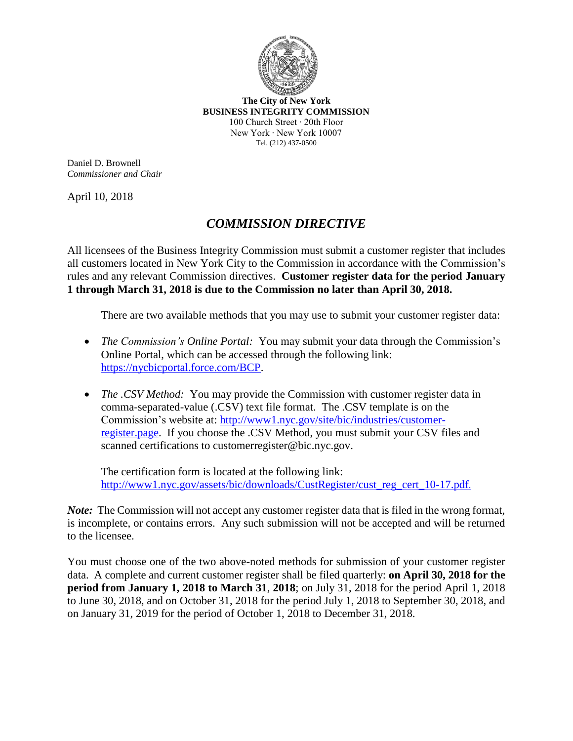**The City of New York**
**BUSINESS INTEGRITY COMMISSION**
100 Church Street · 20th Floor
New York · New York 10007
Tel. (212) 437-0500

Daniel D. Brownell
*Commissioner and Chair*

April 10, 2018

# *COMMISSION DIRECTIVE*

All licensees of the Business Integrity Commission must submit a customer register that includes all customers located in New York City to the Commission in accordance with the Commission's rules and any relevant Commission directives. **Customer register data for the period January 1 through March 31, 2018 is due to the Commission no later than April 30, 2018.**

There are two available methods that you may use to submit your customer register data:

- *The Commission's Online Portal:* You may submit your data through the Commission's Online Portal, which can be accessed through the following link: https://nycbicportal.force.com/BCP.

- *The .CSV Method:* You may provide the Commission with customer register data in comma-separated-value (.CSV) text file format. The .CSV template is on the Commission's website at: http://www1.nyc.gov/site/bic/industries/customer-register.page. If you choose the .CSV Method, you must submit your CSV files and scanned certifications to customerregister@bic.nyc.gov.

  The certification form is located at the following link: http://www1.nyc.gov/assets/bic/downloads/CustRegister/cust_reg_cert_10-17.pdf.

***Note:*** The Commission will not accept any customer register data that is filed in the wrong format, is incomplete, or contains errors. Any such submission will not be accepted and will be returned to the licensee.

You must choose one of the two above-noted methods for submission of your customer register data. A complete and current customer register shall be filed quarterly: **on April 30, 2018 for the period from January 1, 2018 to March 31, 2018**; on July 31, 2018 for the period April 1, 2018 to June 30, 2018, and on October 31, 2018 for the period July 1, 2018 to September 30, 2018, and on January 31, 2019 for the period of October 1, 2018 to December 31, 2018.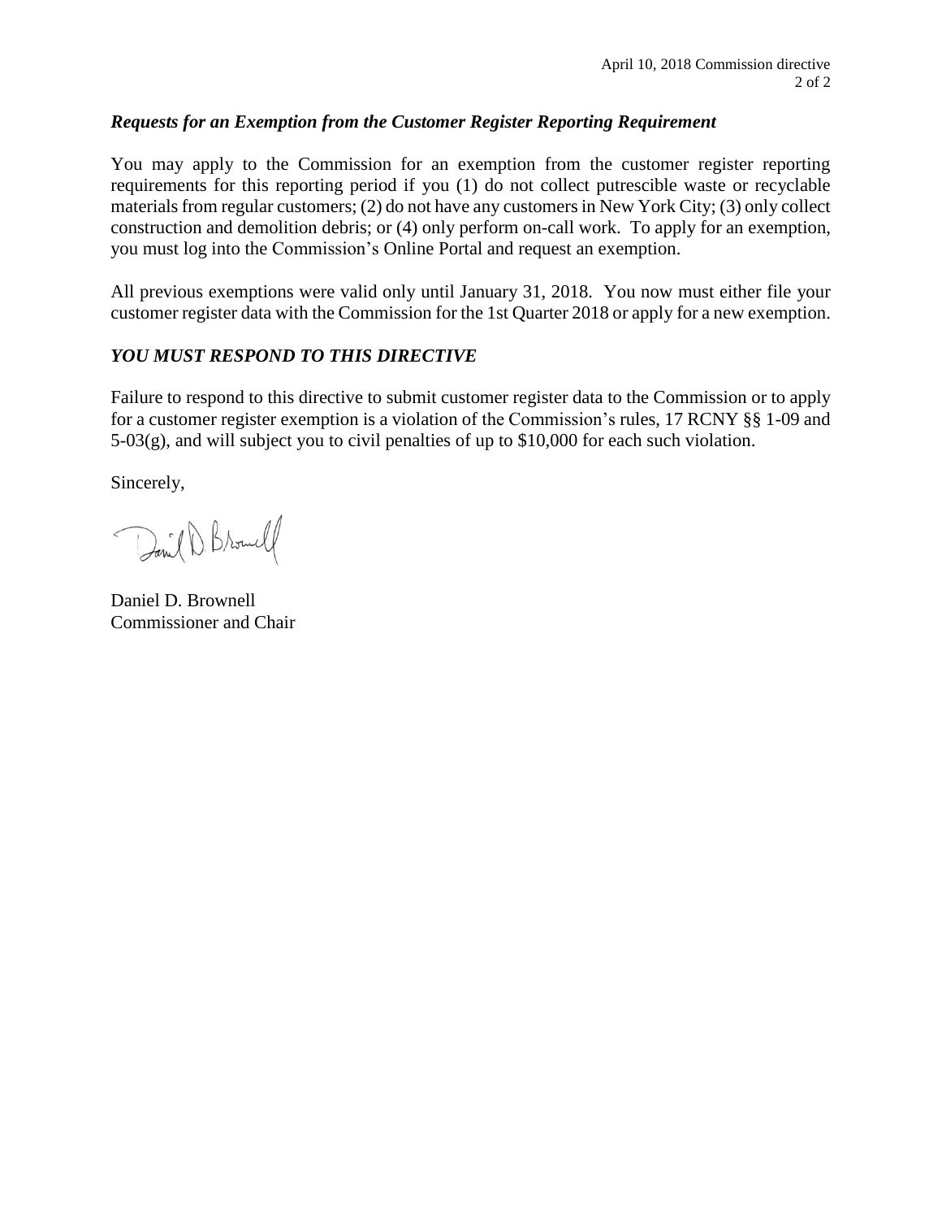***Requests for an Exemption from the Customer Register Reporting Requirement***

You may apply to the Commission for an exemption from the customer register reporting requirements for this reporting period if you (1) do not collect putrescible waste or recyclable materials from regular customers; (2) do not have any customers in New York City; (3) only collect construction and demolition debris; or (4) only perform on-call work. To apply for an exemption, you must log into the Commission's Online Portal and request an exemption.

All previous exemptions were valid only until January 31, 2018. You now must either file your customer register data with the Commission for the 1st Quarter 2018 or apply for a new exemption.

***YOU MUST RESPOND TO THIS DIRECTIVE***

Failure to respond to this directive to submit customer register data to the Commission or to apply for a customer register exemption is a violation of the Commission's rules, 17 RCNY §§ 1-09 and 5-03(g), and will subject you to civil penalties of up to $10,000 for each such violation.

Sincerely,

Daniel D. Brownell
Commissioner and Chair